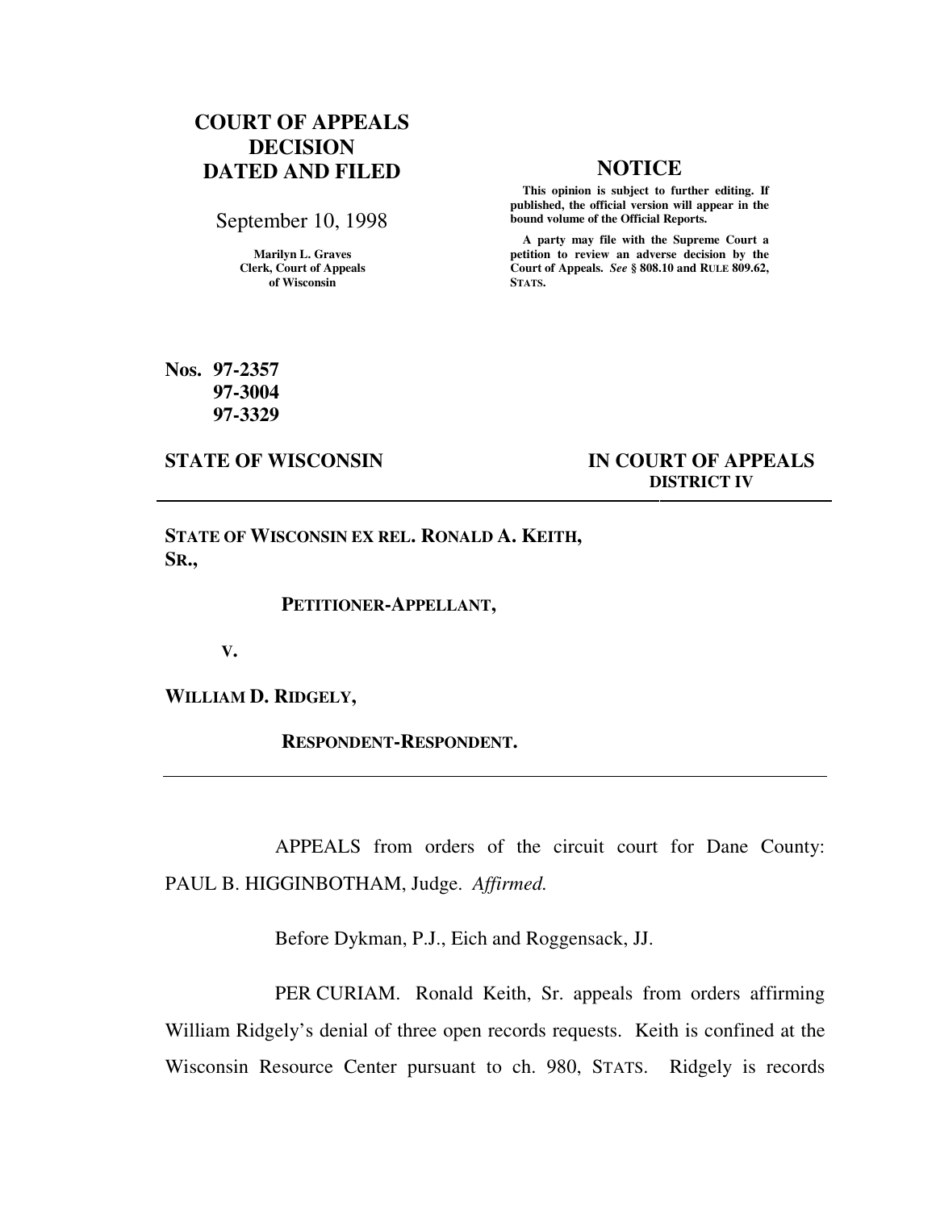**COURT OF APPEALS DECISION DATED AND FILED**

September 10, 1998

Marilyn L. Graves
Clerk, Court of Appeals
of Wisconsin

**NOTICE**

**This opinion is subject to further editing. If published, the official version will appear in the bound volume of the Official Reports.**

**A party may file with the Supreme Court a petition to review an adverse decision by the Court of Appeals.** ***See*** **§ 808.10 and RULE 809.62, STATS.**

**Nos. 97-2357**
**97-3004**
**97-3329**

**STATE OF WISCONSIN** | **IN COURT OF APPEALS DISTRICT IV**

---

**STATE OF WISCONSIN EX REL. RONALD A. KEITH, SR.,**

**PETITIONER-APPELLANT,**

**V.**

**WILLIAM D. RIDGELY,**

**RESPONDENT-RESPONDENT.**

---

APPEALS from orders of the circuit court for Dane County: PAUL B. HIGGINBOTHAM, Judge. *Affirmed.*

Before Dykman, P.J., Eich and Roggensack, JJ.

PER CURIAM. Ronald Keith, Sr. appeals from orders affirming William Ridgely's denial of three open records requests. Keith is confined at the Wisconsin Resource Center pursuant to ch. 980, STATS. Ridgely is records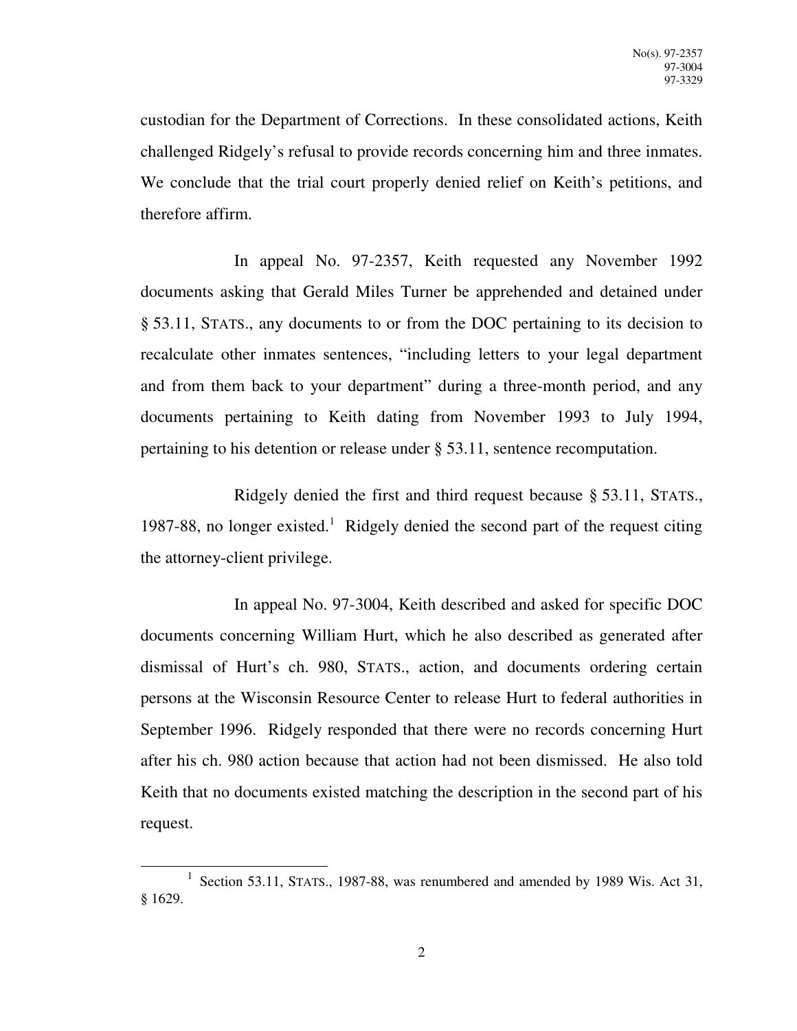custodian for the Department of Corrections. In these consolidated actions, Keith challenged Ridgely's refusal to provide records concerning him and three inmates. We conclude that the trial court properly denied relief on Keith's petitions, and therefore affirm.

In appeal No. 97-2357, Keith requested any November 1992 documents asking that Gerald Miles Turner be apprehended and detained under § 53.11, STATS., any documents to or from the DOC pertaining to its decision to recalculate other inmates sentences, "including letters to your legal department and from them back to your department" during a three-month period, and any documents pertaining to Keith dating from November 1993 to July 1994, pertaining to his detention or release under § 53.11, sentence recomputation.

Ridgely denied the first and third request because § 53.11, STATS., 1987-88, no longer existed.[1] Ridgely denied the second part of the request citing the attorney-client privilege.

In appeal No. 97-3004, Keith described and asked for specific DOC documents concerning William Hurt, which he also described as generated after dismissal of Hurt's ch. 980, STATS., action, and documents ordering certain persons at the Wisconsin Resource Center to release Hurt to federal authorities in September 1996. Ridgely responded that there were no records concerning Hurt after his ch. 980 action because that action had not been dismissed. He also told Keith that no documents existed matching the description in the second part of his request.

[1] Section 53.11, STATS., 1987-88, was renumbered and amended by 1989 Wis. Act 31, § 1629.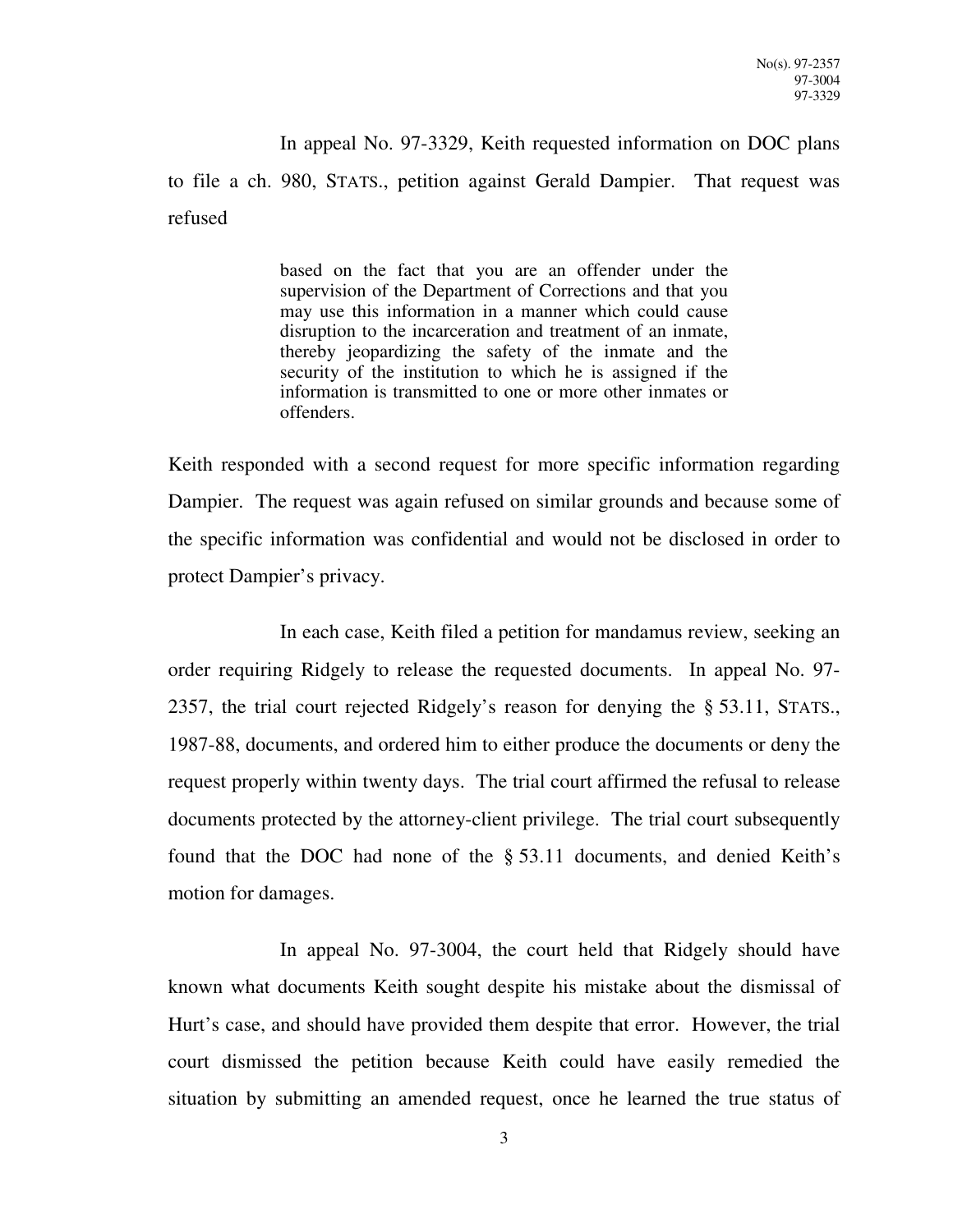In appeal No. 97-3329, Keith requested information on DOC plans to file a ch. 980, STATS., petition against Gerald Dampier. That request was refused

> based on the fact that you are an offender under the supervision of the Department of Corrections and that you may use this information in a manner which could cause disruption to the incarceration and treatment of an inmate, thereby jeopardizing the safety of the inmate and the security of the institution to which he is assigned if the information is transmitted to one or more other inmates or offenders.

Keith responded with a second request for more specific information regarding Dampier. The request was again refused on similar grounds and because some of the specific information was confidential and would not be disclosed in order to protect Dampier's privacy.

In each case, Keith filed a petition for mandamus review, seeking an order requiring Ridgely to release the requested documents. In appeal No. 97-2357, the trial court rejected Ridgely's reason for denying the § 53.11, STATS., 1987-88, documents, and ordered him to either produce the documents or deny the request properly within twenty days. The trial court affirmed the refusal to release documents protected by the attorney-client privilege. The trial court subsequently found that the DOC had none of the § 53.11 documents, and denied Keith's motion for damages.

In appeal No. 97-3004, the court held that Ridgely should have known what documents Keith sought despite his mistake about the dismissal of Hurt's case, and should have provided them despite that error. However, the trial court dismissed the petition because Keith could have easily remedied the situation by submitting an amended request, once he learned the true status of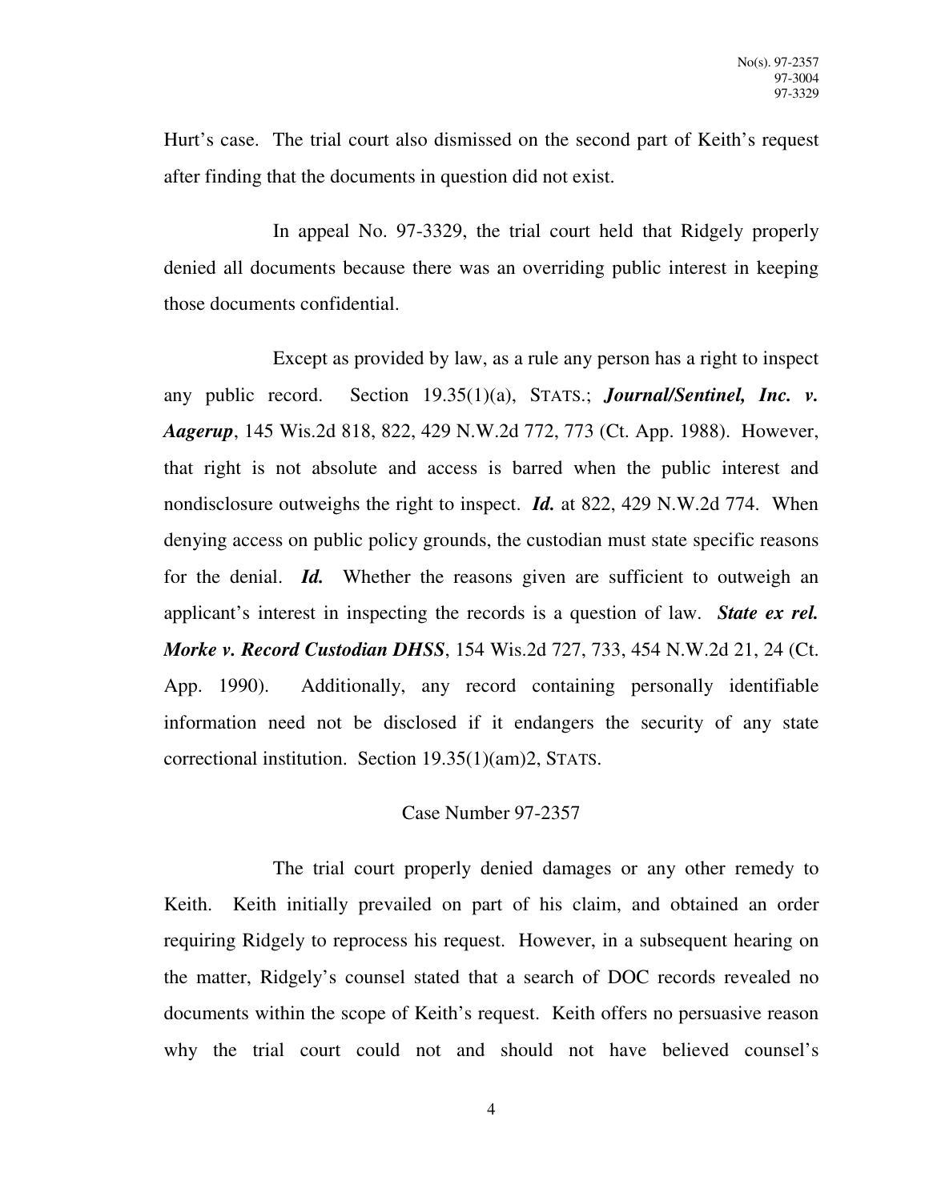Hurt's case. The trial court also dismissed on the second part of Keith's request after finding that the documents in question did not exist.

In appeal No. 97-3329, the trial court held that Ridgely properly denied all documents because there was an overriding public interest in keeping those documents confidential.

Except as provided by law, as a rule any person has a right to inspect any public record. Section 19.35(1)(a), STATS.; ***Journal/Sentinel, Inc. v. Aagerup***, 145 Wis.2d 818, 822, 429 N.W.2d 772, 773 (Ct. App. 1988). However, that right is not absolute and access is barred when the public interest and nondisclosure outweighs the right to inspect. ***Id.*** at 822, 429 N.W.2d 774. When denying access on public policy grounds, the custodian must state specific reasons for the denial. ***Id.*** Whether the reasons given are sufficient to outweigh an applicant's interest in inspecting the records is a question of law. ***State ex rel. Morke v. Record Custodian DHSS***, 154 Wis.2d 727, 733, 454 N.W.2d 21, 24 (Ct. App. 1990). Additionally, any record containing personally identifiable information need not be disclosed if it endangers the security of any state correctional institution. Section 19.35(1)(am)2, STATS.

## Case Number 97-2357

The trial court properly denied damages or any other remedy to Keith. Keith initially prevailed on part of his claim, and obtained an order requiring Ridgely to reprocess his request. However, in a subsequent hearing on the matter, Ridgely's counsel stated that a search of DOC records revealed no documents within the scope of Keith's request. Keith offers no persuasive reason why the trial court could not and should not have believed counsel's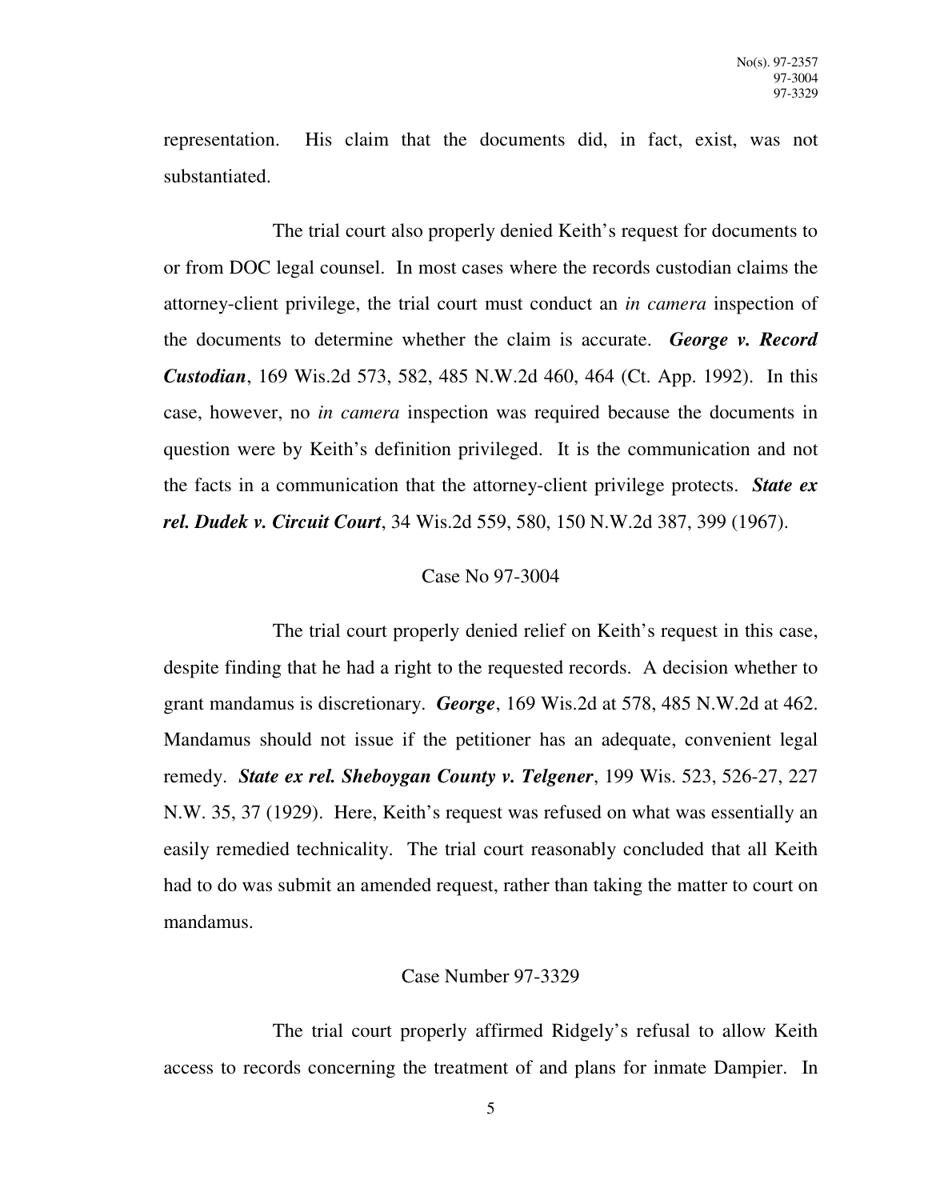representation. His claim that the documents did, in fact, exist, was not substantiated.

The trial court also properly denied Keith's request for documents to or from DOC legal counsel. In most cases where the records custodian claims the attorney-client privilege, the trial court must conduct an *in camera* inspection of the documents to determine whether the claim is accurate. ***George v. Record Custodian***, 169 Wis.2d 573, 582, 485 N.W.2d 460, 464 (Ct. App. 1992). In this case, however, no *in camera* inspection was required because the documents in question were by Keith's definition privileged. It is the communication and not the facts in a communication that the attorney-client privilege protects. ***State ex rel. Dudek v. Circuit Court***, 34 Wis.2d 559, 580, 150 N.W.2d 387, 399 (1967).

## Case No 97-3004

The trial court properly denied relief on Keith's request in this case, despite finding that he had a right to the requested records. A decision whether to grant mandamus is discretionary. ***George***, 169 Wis.2d at 578, 485 N.W.2d at 462. Mandamus should not issue if the petitioner has an adequate, convenient legal remedy. ***State ex rel. Sheboygan County v. Telgener***, 199 Wis. 523, 526-27, 227 N.W. 35, 37 (1929). Here, Keith's request was refused on what was essentially an easily remedied technicality. The trial court reasonably concluded that all Keith had to do was submit an amended request, rather than taking the matter to court on mandamus.

## Case Number 97-3329

The trial court properly affirmed Ridgely's refusal to allow Keith access to records concerning the treatment of and plans for inmate Dampier. In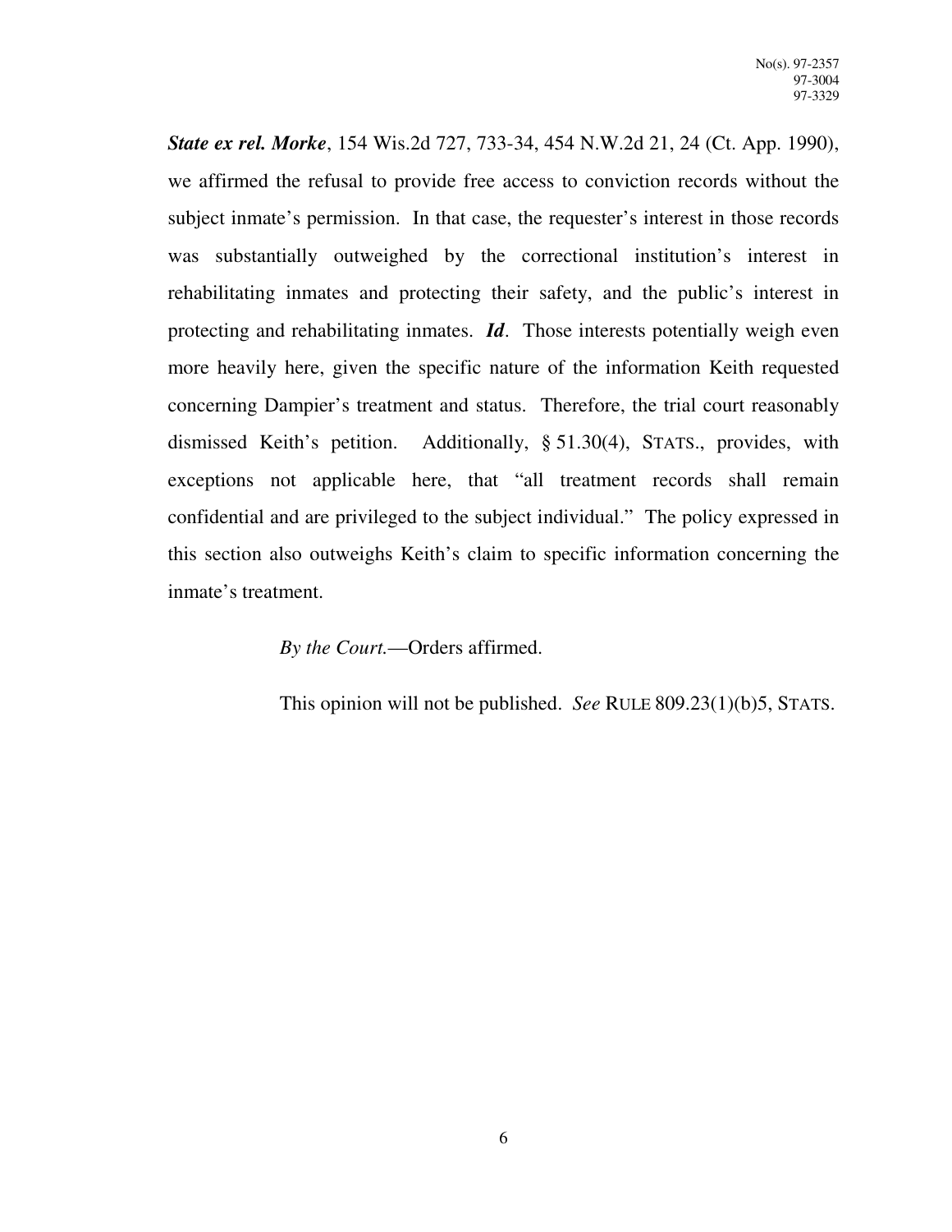***State ex rel. Morke***, 154 Wis.2d 727, 733-34, 454 N.W.2d 21, 24 (Ct. App. 1990), we affirmed the refusal to provide free access to conviction records without the subject inmate's permission. In that case, the requester's interest in those records was substantially outweighed by the correctional institution's interest in rehabilitating inmates and protecting their safety, and the public's interest in protecting and rehabilitating inmates. ***Id***. Those interests potentially weigh even more heavily here, given the specific nature of the information Keith requested concerning Dampier's treatment and status. Therefore, the trial court reasonably dismissed Keith's petition. Additionally, § 51.30(4), STATS., provides, with exceptions not applicable here, that "all treatment records shall remain confidential and are privileged to the subject individual." The policy expressed in this section also outweighs Keith's claim to specific information concerning the inmate's treatment.

*By the Court.*—Orders affirmed.

This opinion will not be published. *See* RULE 809.23(1)(b)5, STATS.